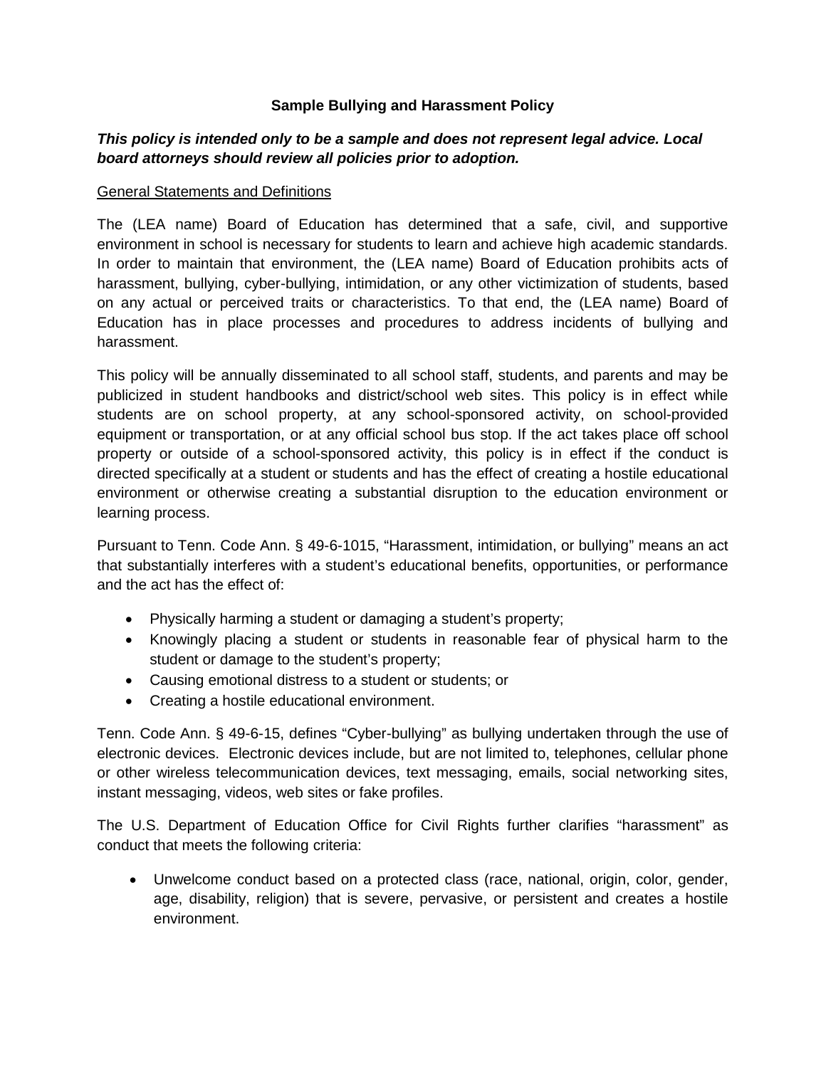# Sample Bullying and Harassment Policy

***This policy is intended only to be a sample and does not represent legal advice. Local board attorneys should review all policies prior to adoption.***

## General Statements and Definitions

The (LEA name) Board of Education has determined that a safe, civil, and supportive environment in school is necessary for students to learn and achieve high academic standards. In order to maintain that environment, the (LEA name) Board of Education prohibits acts of harassment, bullying, cyber-bullying, intimidation, or any other victimization of students, based on any actual or perceived traits or characteristics. To that end, the (LEA name) Board of Education has in place processes and procedures to address incidents of bullying and harassment.

This policy will be annually disseminated to all school staff, students, and parents and may be publicized in student handbooks and district/school web sites. This policy is in effect while students are on school property, at any school-sponsored activity, on school-provided equipment or transportation, or at any official school bus stop. If the act takes place off school property or outside of a school-sponsored activity, this policy is in effect if the conduct is directed specifically at a student or students and has the effect of creating a hostile educational environment or otherwise creating a substantial disruption to the education environment or learning process.

Pursuant to Tenn. Code Ann. § 49-6-1015, "Harassment, intimidation, or bullying" means an act that substantially interferes with a student's educational benefits, opportunities, or performance and the act has the effect of:

- Physically harming a student or damaging a student's property;
- Knowingly placing a student or students in reasonable fear of physical harm to the student or damage to the student's property;
- Causing emotional distress to a student or students; or
- Creating a hostile educational environment.

Tenn. Code Ann. § 49-6-15, defines "Cyber-bullying" as bullying undertaken through the use of electronic devices. Electronic devices include, but are not limited to, telephones, cellular phone or other wireless telecommunication devices, text messaging, emails, social networking sites, instant messaging, videos, web sites or fake profiles.

The U.S. Department of Education Office for Civil Rights further clarifies "harassment" as conduct that meets the following criteria:

- Unwelcome conduct based on a protected class (race, national, origin, color, gender, age, disability, religion) that is severe, pervasive, or persistent and creates a hostile environment.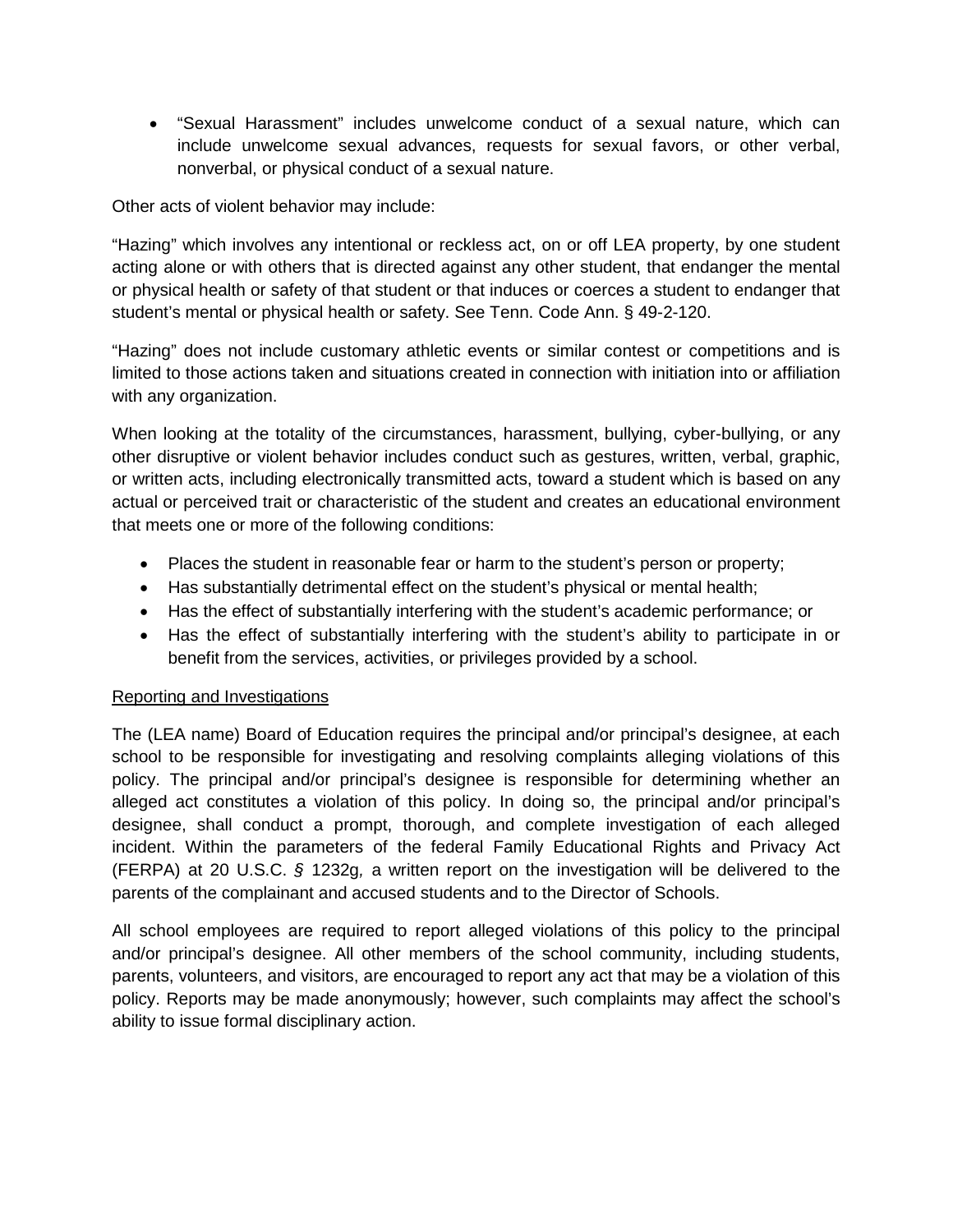- "Sexual Harassment" includes unwelcome conduct of a sexual nature, which can include unwelcome sexual advances, requests for sexual favors, or other verbal, nonverbal, or physical conduct of a sexual nature.

Other acts of violent behavior may include:

"Hazing" which involves any intentional or reckless act, on or off LEA property, by one student acting alone or with others that is directed against any other student, that endanger the mental or physical health or safety of that student or that induces or coerces a student to endanger that student's mental or physical health or safety. See Tenn. Code Ann. § 49-2-120.

"Hazing" does not include customary athletic events or similar contest or competitions and is limited to those actions taken and situations created in connection with initiation into or affiliation with any organization.

When looking at the totality of the circumstances, harassment, bullying, cyber-bullying, or any other disruptive or violent behavior includes conduct such as gestures, written, verbal, graphic, or written acts, including electronically transmitted acts, toward a student which is based on any actual or perceived trait or characteristic of the student and creates an educational environment that meets one or more of the following conditions:

- Places the student in reasonable fear or harm to the student's person or property;
- Has substantially detrimental effect on the student's physical or mental health;
- Has the effect of substantially interfering with the student's academic performance; or
- Has the effect of substantially interfering with the student's ability to participate in or benefit from the services, activities, or privileges provided by a school.

<u>Reporting and Investigations</u>

The (LEA name) Board of Education requires the principal and/or principal's designee, at each school to be responsible for investigating and resolving complaints alleging violations of this policy. The principal and/or principal's designee is responsible for determining whether an alleged act constitutes a violation of this policy. In doing so, the principal and/or principal's designee, shall conduct a prompt, thorough, and complete investigation of each alleged incident. Within the parameters of the federal Family Educational Rights and Privacy Act (FERPA) at 20 U.S.C. *§* 1232g*,* a written report on the investigation will be delivered to the parents of the complainant and accused students and to the Director of Schools.

All school employees are required to report alleged violations of this policy to the principal and/or principal's designee. All other members of the school community, including students, parents, volunteers, and visitors, are encouraged to report any act that may be a violation of this policy. Reports may be made anonymously; however, such complaints may affect the school's ability to issue formal disciplinary action.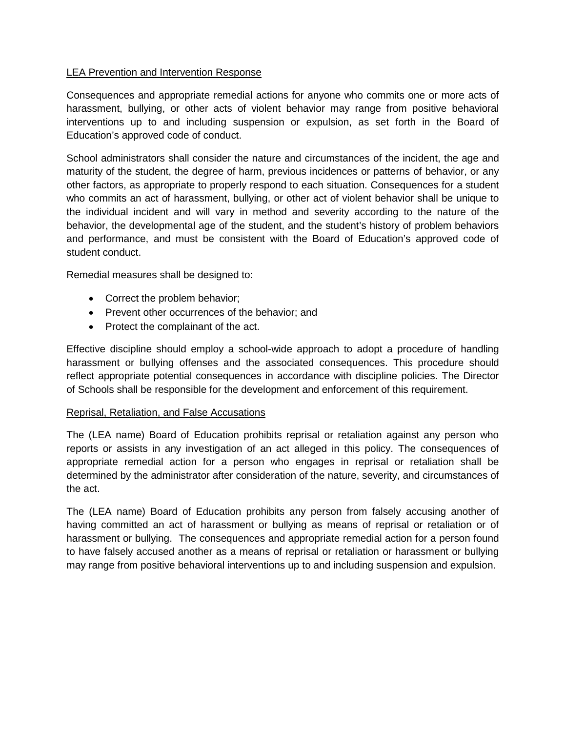## LEA Prevention and Intervention Response

Consequences and appropriate remedial actions for anyone who commits one or more acts of harassment, bullying, or other acts of violent behavior may range from positive behavioral interventions up to and including suspension or expulsion, as set forth in the Board of Education's approved code of conduct.

School administrators shall consider the nature and circumstances of the incident, the age and maturity of the student, the degree of harm, previous incidences or patterns of behavior, or any other factors, as appropriate to properly respond to each situation. Consequences for a student who commits an act of harassment, bullying, or other act of violent behavior shall be unique to the individual incident and will vary in method and severity according to the nature of the behavior, the developmental age of the student, and the student's history of problem behaviors and performance, and must be consistent with the Board of Education's approved code of student conduct.

Remedial measures shall be designed to:

- Correct the problem behavior;
- Prevent other occurrences of the behavior; and
- Protect the complainant of the act.

Effective discipline should employ a school-wide approach to adopt a procedure of handling harassment or bullying offenses and the associated consequences. This procedure should reflect appropriate potential consequences in accordance with discipline policies. The Director of Schools shall be responsible for the development and enforcement of this requirement.

## Reprisal, Retaliation, and False Accusations

The (LEA name) Board of Education prohibits reprisal or retaliation against any person who reports or assists in any investigation of an act alleged in this policy. The consequences of appropriate remedial action for a person who engages in reprisal or retaliation shall be determined by the administrator after consideration of the nature, severity, and circumstances of the act.

The (LEA name) Board of Education prohibits any person from falsely accusing another of having committed an act of harassment or bullying as means of reprisal or retaliation or of harassment or bullying. The consequences and appropriate remedial action for a person found to have falsely accused another as a means of reprisal or retaliation or harassment or bullying may range from positive behavioral interventions up to and including suspension and expulsion.